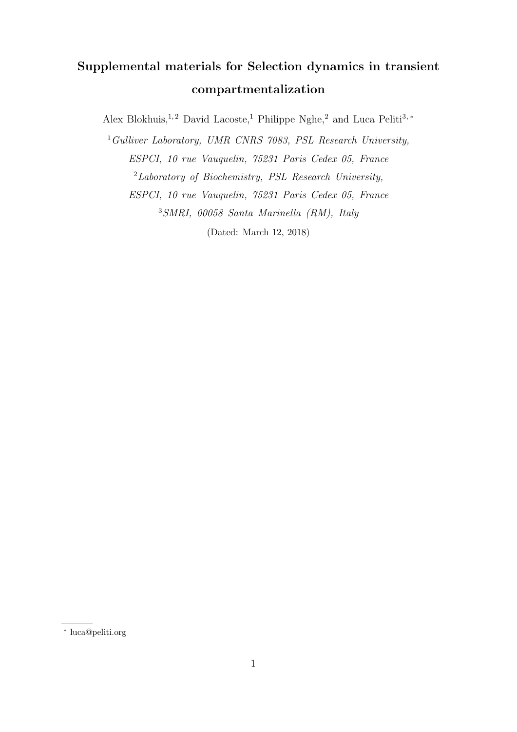# Supplemental materials for Selection dynamics in transient compartmentalization

Alex Blokhuis,[1,2] David Lacoste,[1] Philippe Nghe,[2] and Luca Peliti[3,*]

[1] *Gulliver Laboratory, UMR CNRS 7083, PSL Research University, ESPCI, 10 rue Vauquelin, 75231 Paris Cedex 05, France*

[2] *Laboratory of Biochemistry, PSL Research University, ESPCI, 10 rue Vauquelin, 75231 Paris Cedex 05, France*

[3] *SMRI, 00058 Santa Marinella (RM), Italy*

(Dated: March 12, 2018)

[*] luca@peliti.org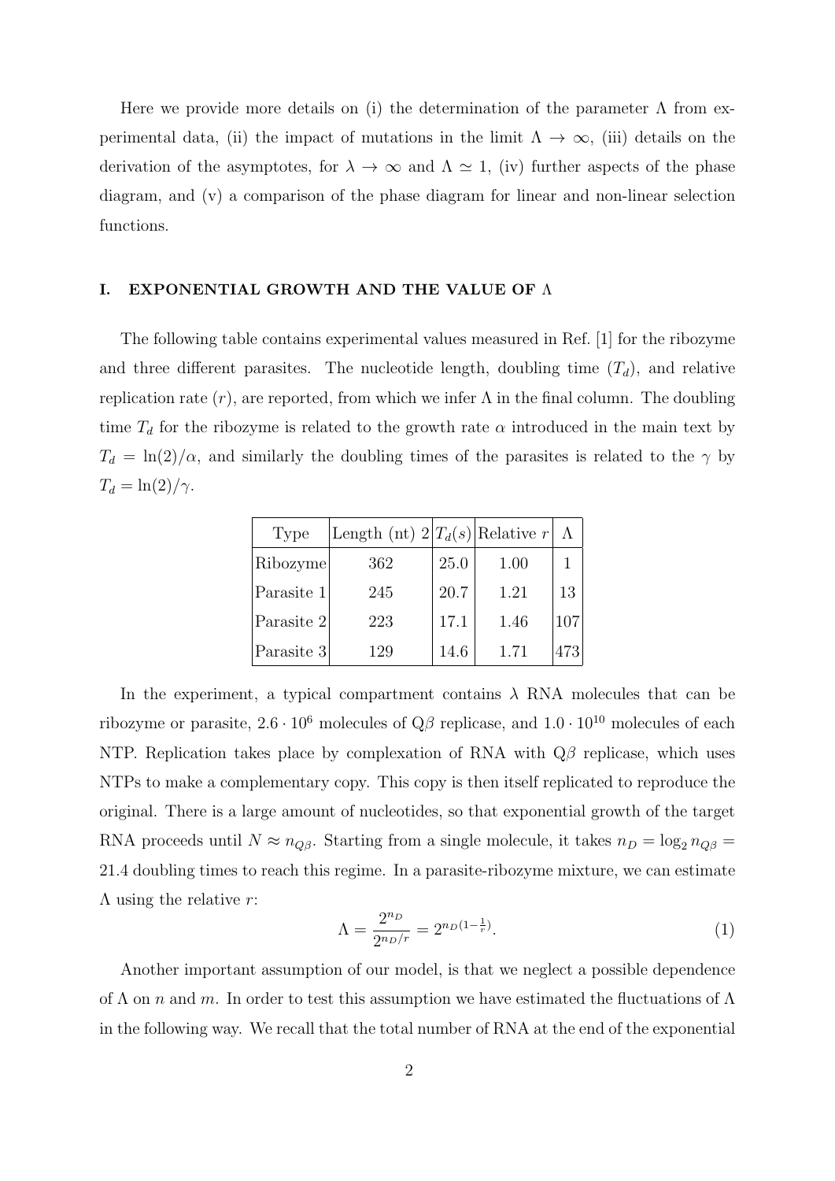Here we provide more details on (i) the determination of the parameter $\Lambda$ from experimental data, (ii) the impact of mutations in the limit $\Lambda \to \infty$, (iii) details on the derivation of the asymptotes, for $\lambda \to \infty$ and $\Lambda \simeq 1$, (iv) further aspects of the phase diagram, and (v) a comparison of the phase diagram for linear and non-linear selection functions.

## I. EXPONENTIAL GROWTH AND THE VALUE OF $\Lambda$

The following table contains experimental values measured in Ref. [1] for the ribozyme and three different parasites. The nucleotide length, doubling time ($T_d$), and relative replication rate ($r$), are reported, from which we infer $\Lambda$ in the final column. The doubling time $T_d$ for the ribozyme is related to the growth rate $\alpha$ introduced in the main text by $T_d = \ln(2)/\alpha$, and similarly the doubling times of the parasites is related to the $\gamma$ by $T_d = \ln(2)/\gamma$.

| Type | Length (nt) 2 | $T_d(s)$ | Relative $r$ | $\Lambda$ |
|---|---|---|---|---|
| Ribozyme | 362 | 25.0 | 1.00 | 1 |
| Parasite 1 | 245 | 20.7 | 1.21 | 13 |
| Parasite 2 | 223 | 17.1 | 1.46 | 107 |
| Parasite 3 | 129 | 14.6 | 1.71 | 473 |

In the experiment, a typical compartment contains $\lambda$ RNA molecules that can be ribozyme or parasite, $2.6 \cdot 10^6$ molecules of Q$\beta$ replicase, and $1.0 \cdot 10^{10}$ molecules of each NTP. Replication takes place by complexation of RNA with Q$\beta$ replicase, which uses NTPs to make a complementary copy. This copy is then itself replicated to reproduce the original. There is a large amount of nucleotides, so that exponential growth of the target RNA proceeds until $N \approx n_{Q\beta}$. Starting from a single molecule, it takes $n_D = \log_2 n_{Q\beta} = 21.4$ doubling times to reach this regime. In a parasite-ribozyme mixture, we can estimate $\Lambda$ using the relative $r$:

$$\Lambda = \frac{2^{n_D}}{2^{n_D/r}} = 2^{n_D(1-\frac{1}{r})}. \tag{1}$$

Another important assumption of our model, is that we neglect a possible dependence of $\Lambda$ on $n$ and $m$. In order to test this assumption we have estimated the fluctuations of $\Lambda$ in the following way. We recall that the total number of RNA at the end of the exponential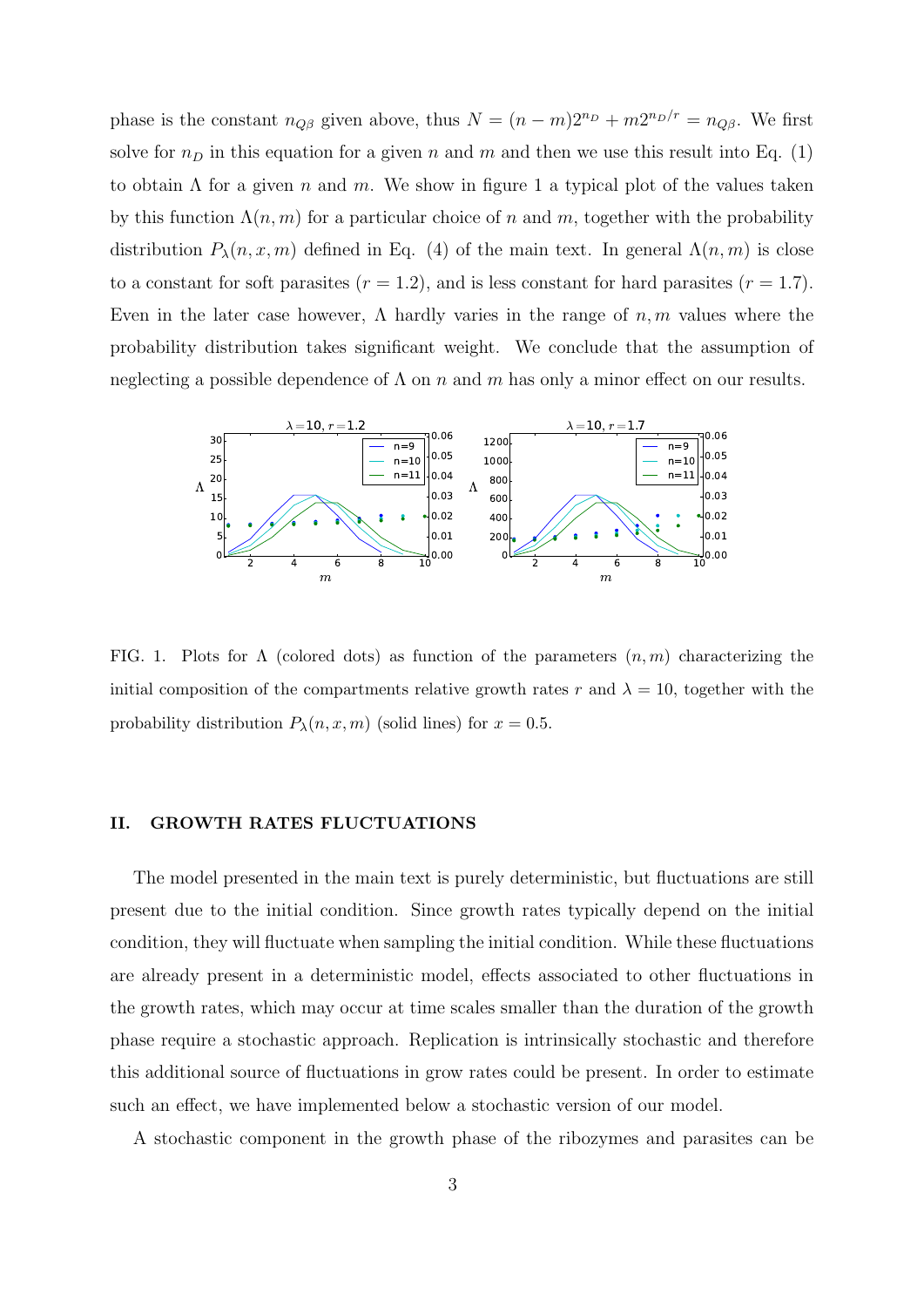phase is the constant $n_{Q\beta}$ given above, thus $N = (n-m)2^{n_D} + m2^{n_D/r} = n_{Q\beta}$. We first solve for $n_D$ in this equation for a given $n$ and $m$ and then we use this result into Eq. (1) to obtain $\Lambda$ for a given $n$ and $m$. We show in figure 1 a typical plot of the values taken by this function $\Lambda(n, m)$ for a particular choice of $n$ and $m$, together with the probability distribution $P_\lambda(n, x, m)$ defined in Eq. (4) of the main text. In general $\Lambda(n, m)$ is close to a constant for soft parasites ($r = 1.2$), and is less constant for hard parasites ($r = 1.7$). Even in the later case however, $\Lambda$ hardly varies in the range of $n, m$ values where the probability distribution takes significant weight. We conclude that the assumption of neglecting a possible dependence of $\Lambda$ on $n$ and $m$ has only a minor effect on our results.

$\lambda=10, r=1.2$

$\lambda=10, r=1.7$

n=9
n=10
n=11

$\Lambda$

$m$

FIG. 1. Plots for $\Lambda$ (colored dots) as function of the parameters $(n, m)$ characterizing the initial composition of the compartments relative growth rates $r$ and $\lambda = 10$, together with the probability distribution $P_\lambda(n, x, m)$ (solid lines) for $x = 0.5$.

## II. GROWTH RATES FLUCTUATIONS

The model presented in the main text is purely deterministic, but fluctuations are still present due to the initial condition. Since growth rates typically depend on the initial condition, they will fluctuate when sampling the initial condition. While these fluctuations are already present in a deterministic model, effects associated to other fluctuations in the growth rates, which may occur at time scales smaller than the duration of the growth phase require a stochastic approach. Replication is intrinsically stochastic and therefore this additional source of fluctuations in grow rates could be present. In order to estimate such an effect, we have implemented below a stochastic version of our model.

A stochastic component in the growth phase of the ribozymes and parasites can be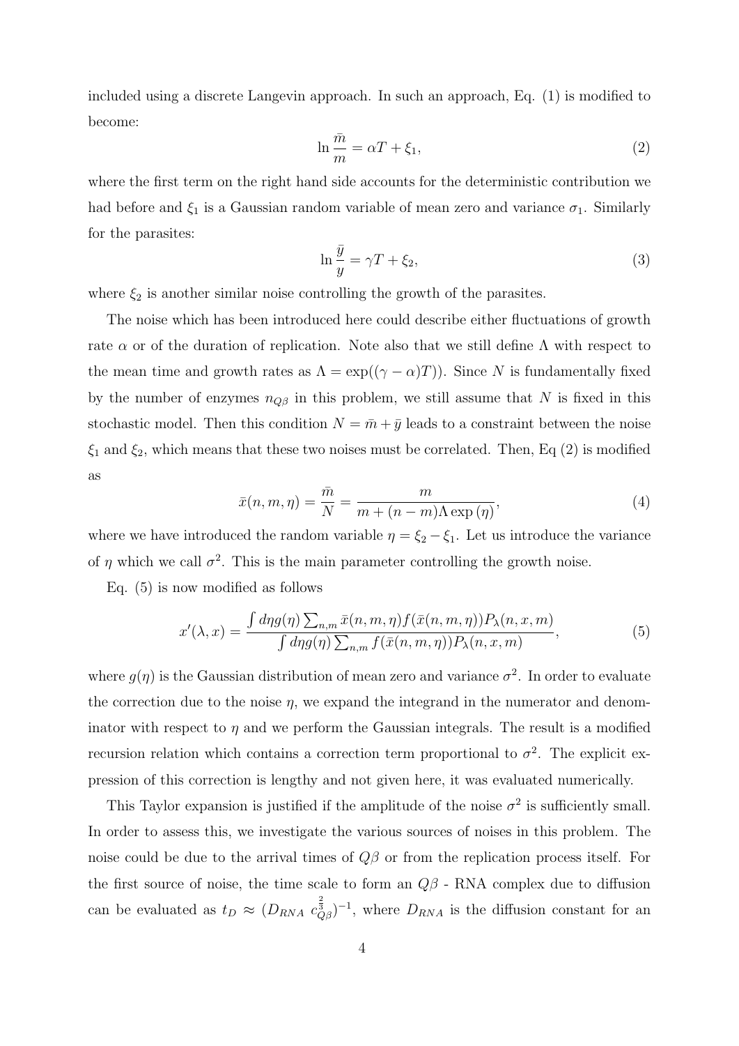included using a discrete Langevin approach. In such an approach, Eq. (1) is modified to become:

$$\ln \frac{\bar{m}}{m} = \alpha T + \xi_1, \tag{2}$$

where the first term on the right hand side accounts for the deterministic contribution we had before and $\xi_1$ is a Gaussian random variable of mean zero and variance $\sigma_1$. Similarly for the parasites:

$$\ln \frac{\bar{y}}{y} = \gamma T + \xi_2, \tag{3}$$

where $\xi_2$ is another similar noise controlling the growth of the parasites.

The noise which has been introduced here could describe either fluctuations of growth rate $\alpha$ or of the duration of replication. Note also that we still define $\Lambda$ with respect to the mean time and growth rates as $\Lambda = \exp((\gamma - \alpha)T))$. Since $N$ is fundamentally fixed by the number of enzymes $n_{Q\beta}$ in this problem, we still assume that $N$ is fixed in this stochastic model. Then this condition $N = \bar{m} + \bar{y}$ leads to a constraint between the noise $\xi_1$ and $\xi_2$, which means that these two noises must be correlated. Then, Eq (2) is modified as

$$\bar{x}(n, m, \eta) = \frac{\bar{m}}{N} = \frac{m}{m + (n - m)\Lambda \exp{(\eta)}}, \tag{4}$$

where we have introduced the random variable $\eta = \xi_2 - \xi_1$. Let us introduce the variance of $\eta$ which we call $\sigma^2$. This is the main parameter controlling the growth noise.

Eq. (5) is now modified as follows

$$x'(\lambda, x) = \frac{\int d\eta g(\eta) \sum_{n,m} \bar{x}(n, m, \eta) f(\bar{x}(n, m, \eta)) P_\lambda(n, x, m)}{\int d\eta g(\eta) \sum_{n,m} f(\bar{x}(n, m, \eta)) P_\lambda(n, x, m)}, \tag{5}$$

where $g(\eta)$ is the Gaussian distribution of mean zero and variance $\sigma^2$. In order to evaluate the correction due to the noise $\eta$, we expand the integrand in the numerator and denominator with respect to $\eta$ and we perform the Gaussian integrals. The result is a modified recursion relation which contains a correction term proportional to $\sigma^2$. The explicit expression of this correction is lengthy and not given here, it was evaluated numerically.

This Taylor expansion is justified if the amplitude of the noise $\sigma^2$ is sufficiently small. In order to assess this, we investigate the various sources of noises in this problem. The noise could be due to the arrival times of $Q\beta$ or from the replication process itself. For the first source of noise, the time scale to form an $Q\beta$ - RNA complex due to diffusion can be evaluated as $t_D \approx (D_{RNA}\ c_{Q\beta}^{\frac{2}{3}})^{-1}$, where $D_{RNA}$ is the diffusion constant for an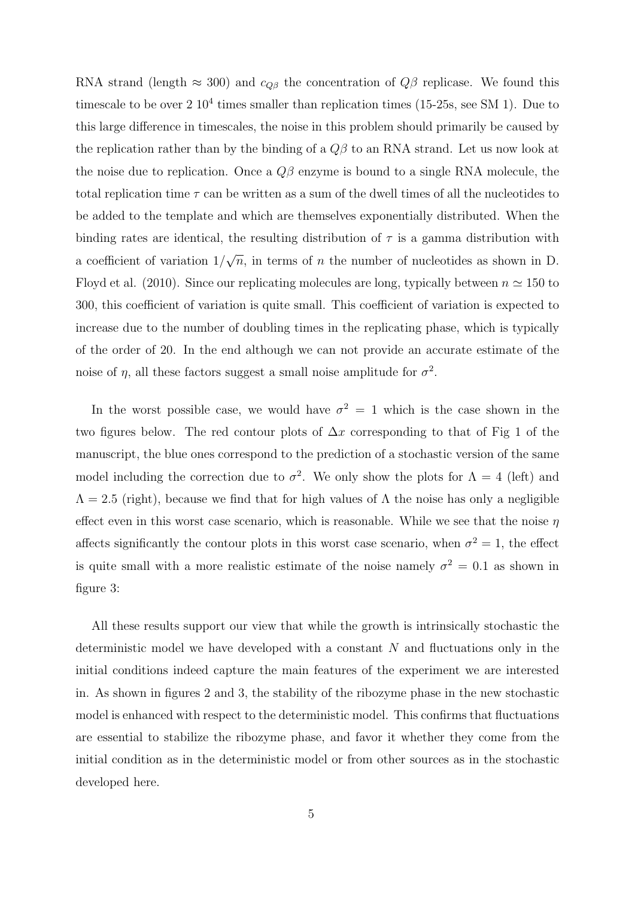RNA strand (length $\approx 300$) and $c_{Q\beta}$ the concentration of $Q\beta$ replicase. We found this timescale to be over $2\ 10^4$ times smaller than replication times (15-25s, see SM 1). Due to this large difference in timescales, the noise in this problem should primarily be caused by the replication rather than by the binding of a $Q\beta$ to an RNA strand. Let us now look at the noise due to replication. Once a $Q\beta$ enzyme is bound to a single RNA molecule, the total replication time $\tau$ can be written as a sum of the dwell times of all the nucleotides to be added to the template and which are themselves exponentially distributed. When the binding rates are identical, the resulting distribution of $\tau$ is a gamma distribution with a coefficient of variation $1/\sqrt{n}$, in terms of $n$ the number of nucleotides as shown in D. Floyd et al. (2010). Since our replicating molecules are long, typically between $n \simeq 150$ to 300, this coefficient of variation is quite small. This coefficient of variation is expected to increase due to the number of doubling times in the replicating phase, which is typically of the order of 20. In the end although we can not provide an accurate estimate of the noise of $\eta$, all these factors suggest a small noise amplitude for $\sigma^2$.

In the worst possible case, we would have $\sigma^2 = 1$ which is the case shown in the two figures below. The red contour plots of $\Delta x$ corresponding to that of Fig 1 of the manuscript, the blue ones correspond to the prediction of a stochastic version of the same model including the correction due to $\sigma^2$. We only show the plots for $\Lambda = 4$ (left) and $\Lambda = 2.5$ (right), because we find that for high values of $\Lambda$ the noise has only a negligible effect even in this worst case scenario, which is reasonable. While we see that the noise $\eta$ affects significantly the contour plots in this worst case scenario, when $\sigma^2 = 1$, the effect is quite small with a more realistic estimate of the noise namely $\sigma^2 = 0.1$ as shown in figure 3:

All these results support our view that while the growth is intrinsically stochastic the deterministic model we have developed with a constant $N$ and fluctuations only in the initial conditions indeed capture the main features of the experiment we are interested in. As shown in figures 2 and 3, the stability of the ribozyme phase in the new stochastic model is enhanced with respect to the deterministic model. This confirms that fluctuations are essential to stabilize the ribozyme phase, and favor it whether they come from the initial condition as in the deterministic model or from other sources as in the stochastic developed here.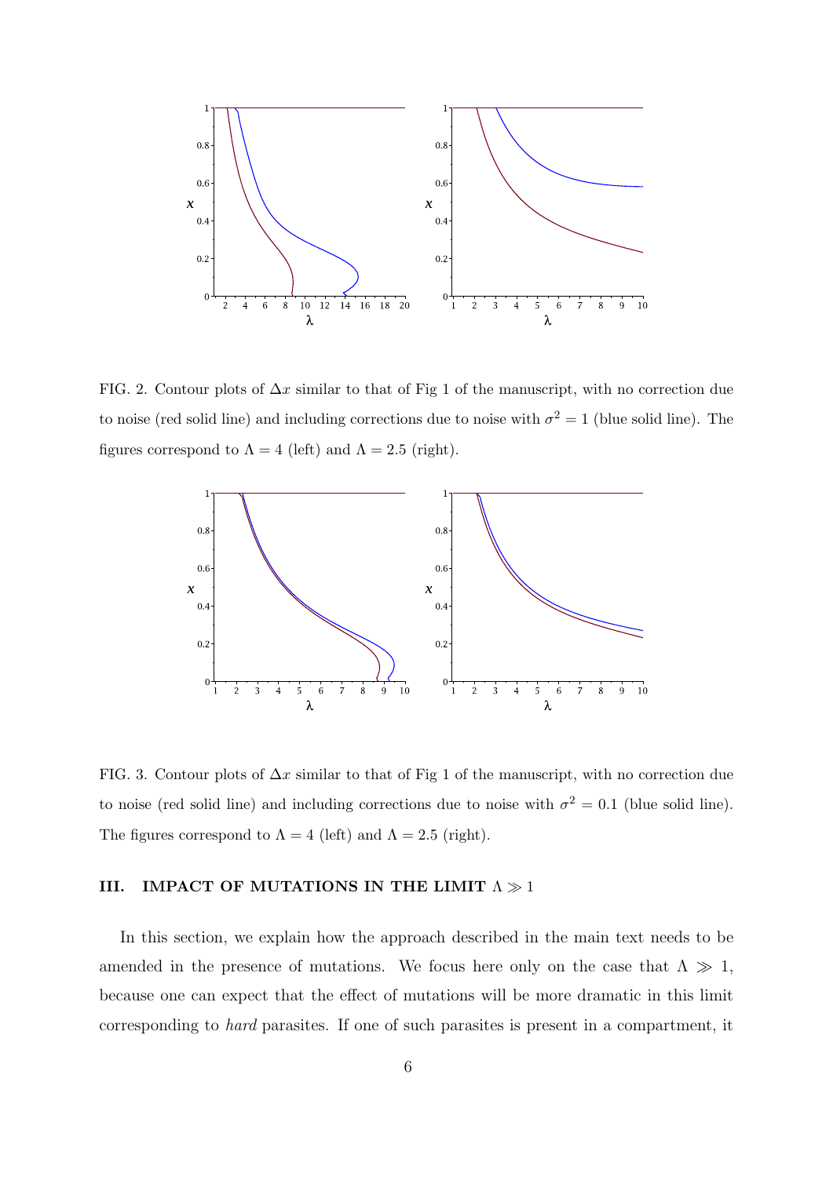1
0.8
0.6
x
0.4
0.2
0
2 4 6 8 10 12 14 16 18 20
λ

1
0.8
0.6
x
0.4
0.2
0
1 2 3 4 5 6 7 8 9 10
λ

FIG. 2. Contour plots of $\Delta x$ similar to that of Fig 1 of the manuscript, with no correction due to noise (red solid line) and including corrections due to noise with $\sigma^2 = 1$ (blue solid line). The figures correspond to $\Lambda = 4$ (left) and $\Lambda = 2.5$ (right).

1
0.8
0.6
x
0.4
0.2
0
1 2 3 4 5 6 7 8 9 10
λ

1
0.8
0.6
x
0.4
0.2
0
1 2 3 4 5 6 7 8 9 10
λ

FIG. 3. Contour plots of $\Delta x$ similar to that of Fig 1 of the manuscript, with no correction due to noise (red solid line) and including corrections due to noise with $\sigma^2 = 0.1$ (blue solid line). The figures correspond to $\Lambda = 4$ (left) and $\Lambda = 2.5$ (right).

## III. IMPACT OF MUTATIONS IN THE LIMIT $\Lambda \gg 1$

In this section, we explain how the approach described in the main text needs to be amended in the presence of mutations. We focus here only on the case that $\Lambda \gg 1$, because one can expect that the effect of mutations will be more dramatic in this limit corresponding to *hard* parasites. If one of such parasites is present in a compartment, it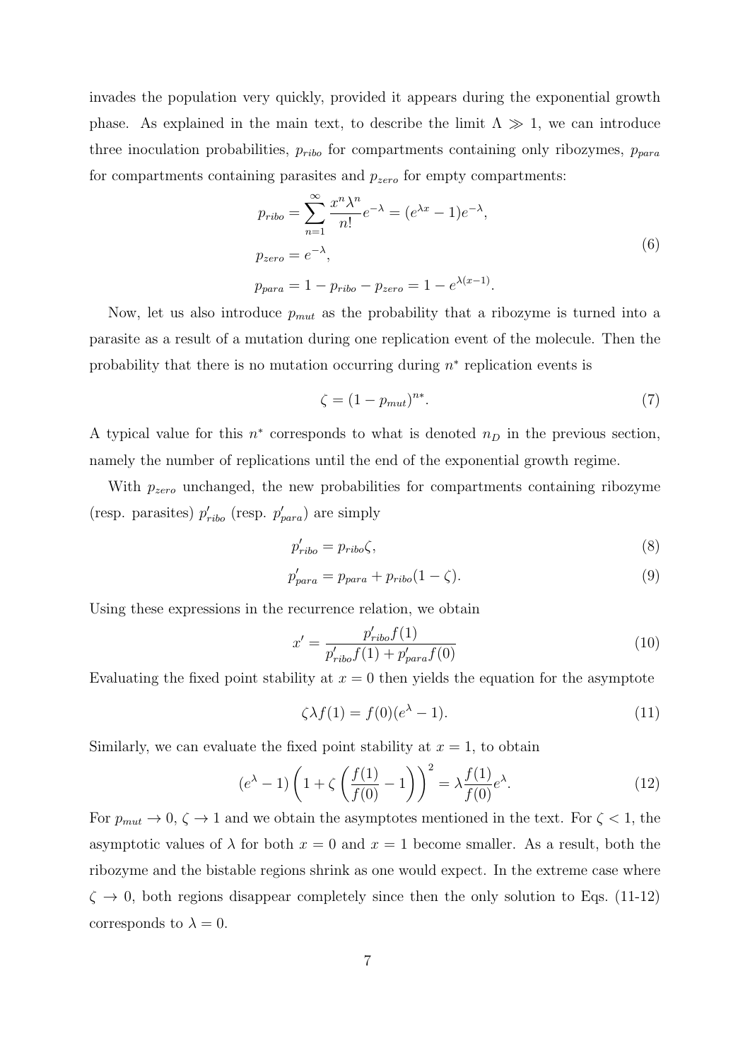invades the population very quickly, provided it appears during the exponential growth phase. As explained in the main text, to describe the limit $\Lambda \gg 1$, we can introduce three inoculation probabilities, $p_{ribo}$ for compartments containing only ribozymes, $p_{para}$ for compartments containing parasites and $p_{zero}$ for empty compartments:

$$
\begin{aligned}
p_{ribo} &= \sum_{n=1}^{\infty} \frac{x^n \lambda^n}{n!} e^{-\lambda} = (e^{\lambda x} - 1)e^{-\lambda}, \\
p_{zero} &= e^{-\lambda}, \\
p_{para} &= 1 - p_{ribo} - p_{zero} = 1 - e^{\lambda(x-1)}.
\end{aligned} \tag{6}
$$

Now, let us also introduce $p_{mut}$ as the probability that a ribozyme is turned into a parasite as a result of a mutation during one replication event of the molecule. Then the probability that there is no mutation occurring during $n^*$ replication events is

$$
\zeta = (1 - p_{mut})^{n*}. \tag{7}
$$

A typical value for this $n^*$ corresponds to what is denoted $n_D$ in the previous section, namely the number of replications until the end of the exponential growth regime.

With $p_{zero}$ unchanged, the new probabilities for compartments containing ribozyme (resp. parasites) $p'_{ribo}$ (resp. $p'_{para}$) are simply

$$
p'_{ribo} = p_{ribo}\zeta, \tag{8}
$$

$$
p'_{para} = p_{para} + p_{ribo}(1 - \zeta). \tag{9}
$$

Using these expressions in the recurrence relation, we obtain

$$
x' = \frac{p'_{ribo} f(1)}{p'_{ribo} f(1) + p'_{para} f(0)} \tag{10}
$$

Evaluating the fixed point stability at $x = 0$ then yields the equation for the asymptote

$$
\zeta \lambda f(1) = f(0)(e^{\lambda} - 1). \tag{11}
$$

Similarly, we can evaluate the fixed point stability at $x = 1$, to obtain

$$
(e^{\lambda} - 1)\left(1 + \zeta\left(\frac{f(1)}{f(0)} - 1\right)\right)^2 = \lambda \frac{f(1)}{f(0)} e^{\lambda}. \tag{12}
$$

For $p_{mut} \to 0$, $\zeta \to 1$ and we obtain the asymptotes mentioned in the text. For $\zeta < 1$, the asymptotic values of $\lambda$ for both $x = 0$ and $x = 1$ become smaller. As a result, both the ribozyme and the bistable regions shrink as one would expect. In the extreme case where $\zeta \to 0$, both regions disappear completely since then the only solution to Eqs. (11-12) corresponds to $\lambda = 0$.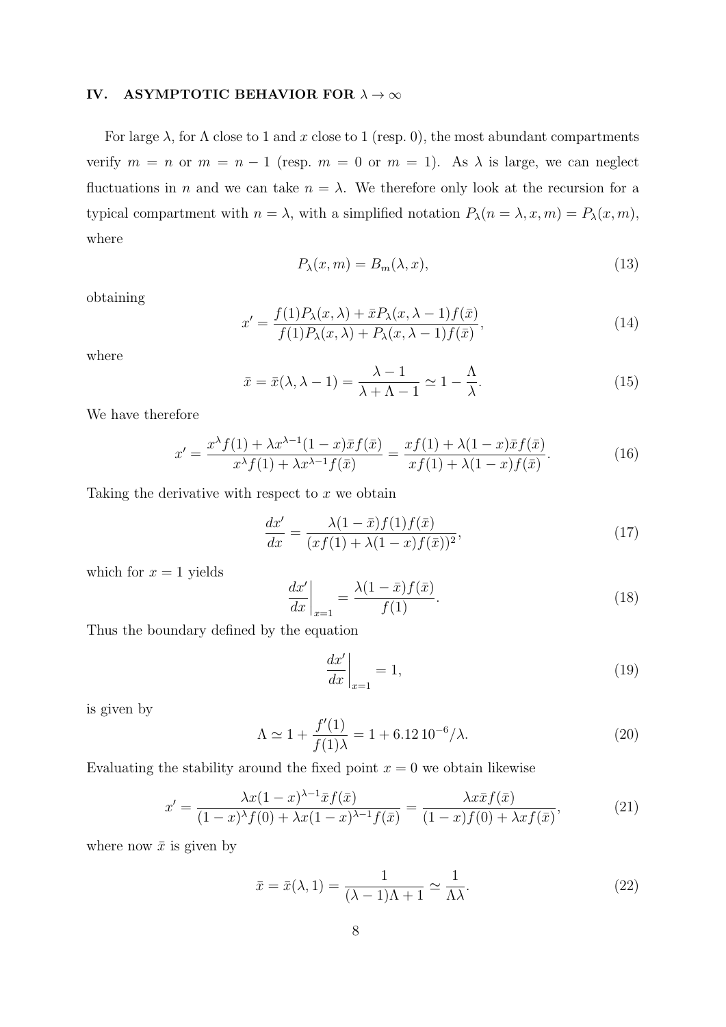## IV. ASYMPTOTIC BEHAVIOR FOR $\lambda \to \infty$

For large $\lambda$, for $\Lambda$ close to 1 and $x$ close to 1 (resp. 0), the most abundant compartments verify $m = n$ or $m = n - 1$ (resp. $m = 0$ or $m = 1$). As $\lambda$ is large, we can neglect fluctuations in $n$ and we can take $n = \lambda$. We therefore only look at the recursion for a typical compartment with $n = \lambda$, with a simplified notation $P_\lambda(n = \lambda, x, m) = P_\lambda(x, m)$, where

$$P_\lambda(x, m) = B_m(\lambda, x), \tag{13}$$

obtaining

$$x' = \frac{f(1)P_\lambda(x, \lambda) + \bar{x}P_\lambda(x, \lambda - 1)f(\bar{x})}{f(1)P_\lambda(x, \lambda) + P_\lambda(x, \lambda - 1)f(\bar{x})}, \tag{14}$$

where

$$\bar{x} = \bar{x}(\lambda, \lambda - 1) = \frac{\lambda - 1}{\lambda + \Lambda - 1} \simeq 1 - \frac{\Lambda}{\lambda}. \tag{15}$$

We have therefore

$$x' = \frac{x^\lambda f(1) + \lambda x^{\lambda-1}(1 - x)\bar{x}f(\bar{x})}{x^\lambda f(1) + \lambda x^{\lambda-1}f(\bar{x})} = \frac{xf(1) + \lambda(1 - x)\bar{x}f(\bar{x})}{xf(1) + \lambda(1 - x)f(\bar{x})}. \tag{16}$$

Taking the derivative with respect to $x$ we obtain

$$\frac{dx'}{dx} = \frac{\lambda(1 - \bar{x})f(1)f(\bar{x})}{(xf(1) + \lambda(1 - x)f(\bar{x}))^2}, \tag{17}$$

which for $x = 1$ yields

$$\left.\frac{dx'}{dx}\right|_{x=1} = \frac{\lambda(1 - \bar{x})f(\bar{x})}{f(1)}. \tag{18}$$

Thus the boundary defined by the equation

$$\left.\frac{dx'}{dx}\right|_{x=1} = 1, \tag{19}$$

is given by

$$\Lambda \simeq 1 + \frac{f'(1)}{f(1)\lambda} = 1 + 6.12\,10^{-6}/\lambda. \tag{20}$$

Evaluating the stability around the fixed point $x = 0$ we obtain likewise

$$x' = \frac{\lambda x(1 - x)^{\lambda-1}\bar{x}f(\bar{x})}{(1 - x)^\lambda f(0) + \lambda x(1 - x)^{\lambda-1}f(\bar{x})} = \frac{\lambda x\bar{x}f(\bar{x})}{(1 - x)f(0) + \lambda xf(\bar{x})}, \tag{21}$$

where now $\bar{x}$ is given by

$$\bar{x} = \bar{x}(\lambda, 1) = \frac{1}{(\lambda - 1)\Lambda + 1} \simeq \frac{1}{\Lambda\lambda}. \tag{22}$$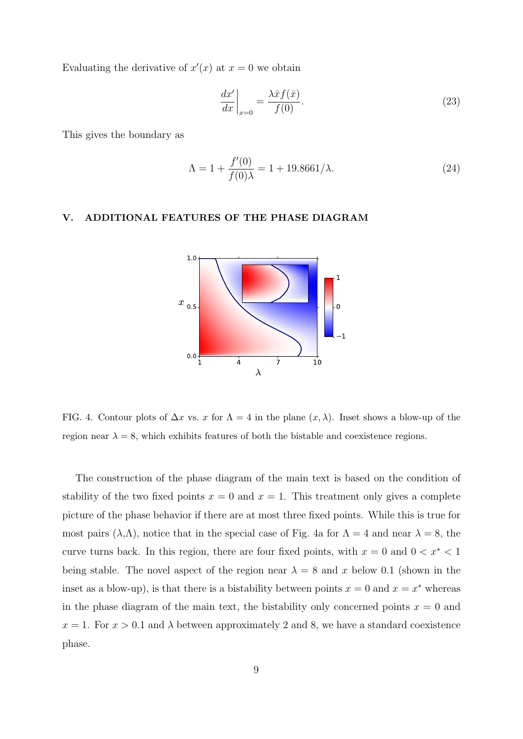Evaluating the derivative of $x'(x)$ at $x = 0$ we obtain

$$\left.\frac{dx'}{dx}\right|_{x=0} = \frac{\lambda \bar{x} f(\bar{x})}{f(0)}. \tag{23}$$

This gives the boundary as

$$\Lambda = 1 + \frac{f'(0)}{f(0)\lambda} = 1 + 19.8661/\lambda. \tag{24}$$

## V. ADDITIONAL FEATURES OF THE PHASE DIAGRAM

1.0
0.5
0.0
$x$
1
4
7
10
$\lambda$
1
0
−1

FIG. 4. Contour plots of $\Delta x$ vs. $x$ for $\Lambda = 4$ in the plane $(x, \lambda)$. Inset shows a blow-up of the region near $\lambda = 8$, which exhibits features of both the bistable and coexistence regions.

The construction of the phase diagram of the main text is based on the condition of stability of the two fixed points $x = 0$ and $x = 1$. This treatment only gives a complete picture of the phase behavior if there are at most three fixed points. While this is true for most pairs $(\lambda,\Lambda)$, notice that in the special case of Fig. 4a for $\Lambda = 4$ and near $\lambda = 8$, the curve turns back. In this region, there are four fixed points, with $x = 0$ and $0 < x^* < 1$ being stable. The novel aspect of the region near $\lambda = 8$ and $x$ below 0.1 (shown in the inset as a blow-up), is that there is a bistability between points $x = 0$ and $x = x^*$ whereas in the phase diagram of the main text, the bistability only concerned points $x = 0$ and $x = 1$. For $x > 0.1$ and $\lambda$ between approximately 2 and 8, we have a standard coexistence phase.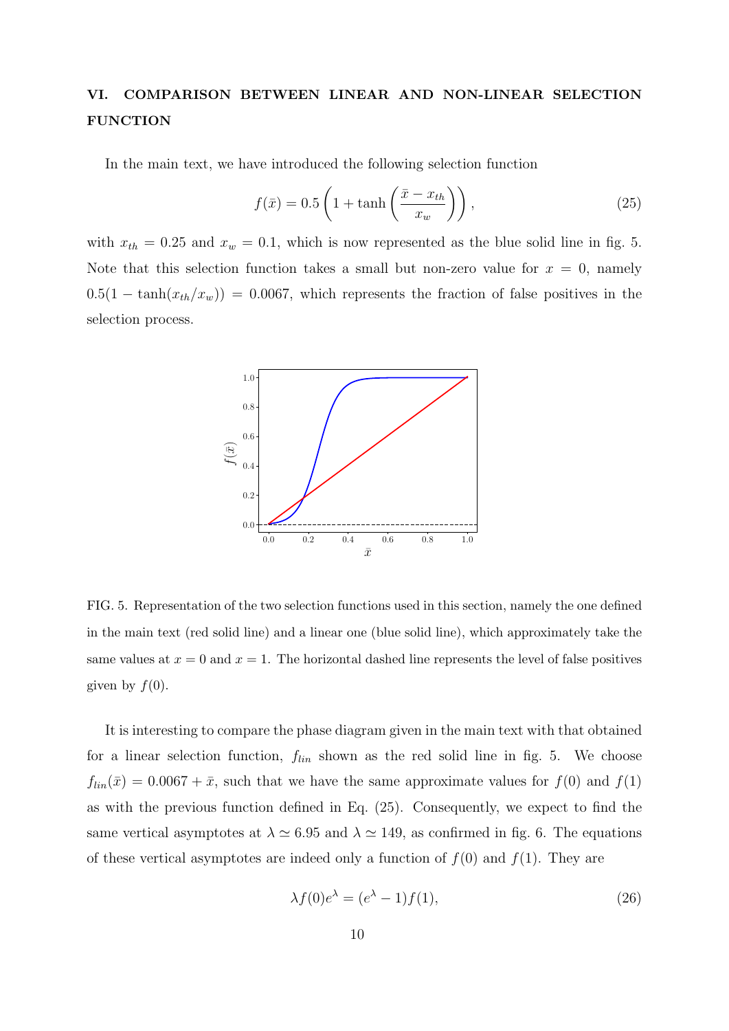## VI. COMPARISON BETWEEN LINEAR AND NON-LINEAR SELECTION FUNCTION

In the main text, we have introduced the following selection function

$$f(\bar{x}) = 0.5\left(1 + \tanh\left(\frac{\bar{x} - x_{th}}{x_w}\right)\right), \tag{25}$$

with $x_{th} = 0.25$ and $x_w = 0.1$, which is now represented as the blue solid line in fig. 5. Note that this selection function takes a small but non-zero value for $x = 0$, namely $0.5(1 - \tanh(x_{th}/x_w)) = 0.0067$, which represents the fraction of false positives in the selection process.

$f(\bar{x})$

1.0
0.8
0.6
0.4
0.2
0.0

0.0 0.2 0.4 0.6 0.8 1.0

$\bar{x}$

FIG. 5. Representation of the two selection functions used in this section, namely the one defined in the main text (red solid line) and a linear one (blue solid line), which approximately take the same values at $x = 0$ and $x = 1$. The horizontal dashed line represents the level of false positives given by $f(0)$.

It is interesting to compare the phase diagram given in the main text with that obtained for a linear selection function, $f_{lin}$ shown as the red solid line in fig. 5. We choose $f_{lin}(\bar{x}) = 0.0067 + \bar{x}$, such that we have the same approximate values for $f(0)$ and $f(1)$ as with the previous function defined in Eq. (25). Consequently, we expect to find the same vertical asymptotes at $\lambda \simeq 6.95$ and $\lambda \simeq 149$, as confirmed in fig. 6. The equations of these vertical asymptotes are indeed only a function of $f(0)$ and $f(1)$. They are

$$\lambda f(0) e^{\lambda} = (e^{\lambda} - 1) f(1), \tag{26}$$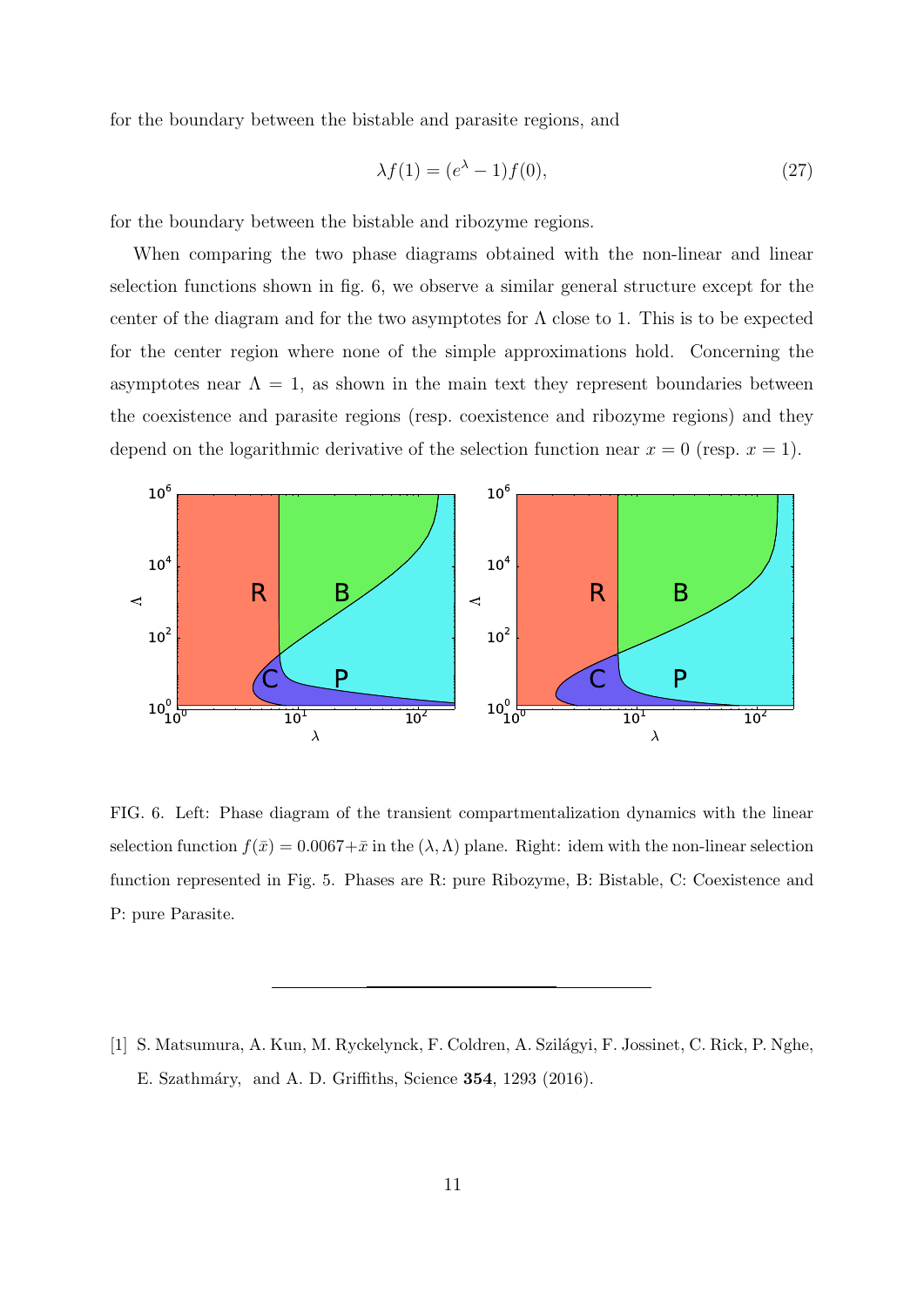for the boundary between the bistable and parasite regions, and

$$\lambda f(1) = (e^{\lambda} - 1) f(0), \tag{27}$$

for the boundary between the bistable and ribozyme regions.

When comparing the two phase diagrams obtained with the non-linear and linear selection functions shown in fig. 6, we observe a similar general structure except for the center of the diagram and for the two asymptotes for $\Lambda$ close to 1. This is to be expected for the center region where none of the simple approximations hold. Concerning the asymptotes near $\Lambda = 1$, as shown in the main text they represent boundaries between the coexistence and parasite regions (resp. coexistence and ribozyme regions) and they depend on the logarithmic derivative of the selection function near $x = 0$ (resp. $x = 1$).

$10^6$
$10^4$
$10^2$
$10^0$
$\Lambda$
R
B
C
P
$10^0$
$10^1$
$10^2$
$\lambda$

$10^6$
$10^4$
$10^2$
$10^0$
$\Lambda$
R
B
C
P
$10^0$
$10^1$
$10^2$
$\lambda$

FIG. 6. Left: Phase diagram of the transient compartmentalization dynamics with the linear selection function $f(\bar{x}) = 0.0067 + \bar{x}$ in the $(\lambda, \Lambda)$ plane. Right: idem with the non-linear selection function represented in Fig. 5. Phases are R: pure Ribozyme, B: Bistable, C: Coexistence and P: pure Parasite.

---

[1] S. Matsumura, A. Kun, M. Ryckelynck, F. Coldren, A. Szilágyi, F. Jossinet, C. Rick, P. Nghe, E. Szathmáry, and A. D. Griffiths, Science **354**, 1293 (2016).